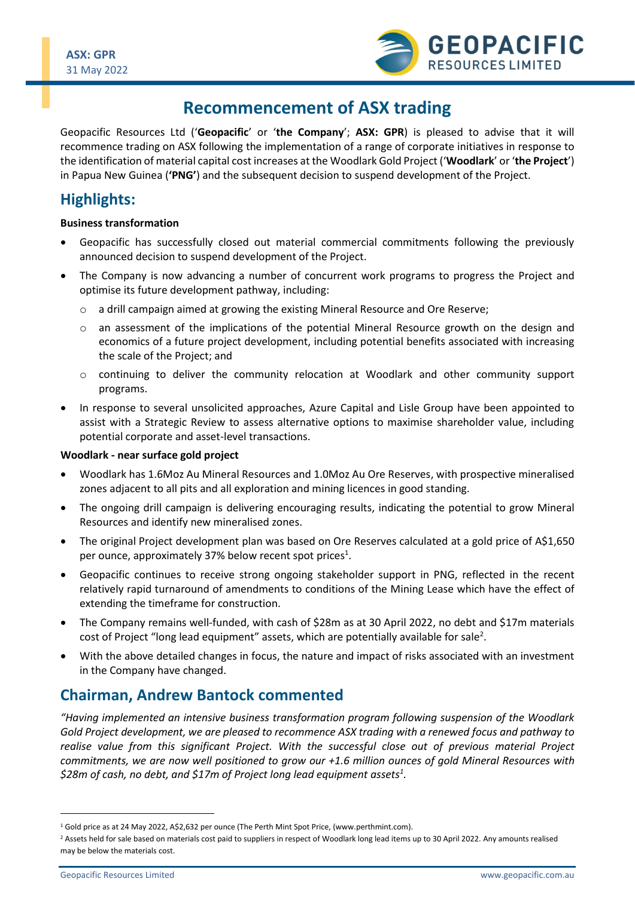ASX: GPR
31 May 2022

# Recommencement of ASX trading

Geopacific Resources Ltd ('**Geopacific**' or '**the Company**'; **ASX: GPR**) is pleased to advise that it will recommence trading on ASX following the implementation of a range of corporate initiatives in response to the identification of material capital cost increases at the Woodlark Gold Project ('**Woodlark**' or '**the Project**') in Papua New Guinea (**'PNG'**) and the subsequent decision to suspend development of the Project.

## Highlights:

**Business transformation**

- Geopacific has successfully closed out material commercial commitments following the previously announced decision to suspend development of the Project.
- The Company is now advancing a number of concurrent work programs to progress the Project and optimise its future development pathway, including:
  - a drill campaign aimed at growing the existing Mineral Resource and Ore Reserve;
  - an assessment of the implications of the potential Mineral Resource growth on the design and economics of a future project development, including potential benefits associated with increasing the scale of the Project; and
  - continuing to deliver the community relocation at Woodlark and other community support programs.
- In response to several unsolicited approaches, Azure Capital and Lisle Group have been appointed to assist with a Strategic Review to assess alternative options to maximise shareholder value, including potential corporate and asset-level transactions.

**Woodlark - near surface gold project**

- Woodlark has 1.6Moz Au Mineral Resources and 1.0Moz Au Ore Reserves, with prospective mineralised zones adjacent to all pits and all exploration and mining licences in good standing.
- The ongoing drill campaign is delivering encouraging results, indicating the potential to grow Mineral Resources and identify new mineralised zones.
- The original Project development plan was based on Ore Reserves calculated at a gold price of A$1,650 per ounce, approximately 37% below recent spot prices[1].
- Geopacific continues to receive strong ongoing stakeholder support in PNG, reflected in the recent relatively rapid turnaround of amendments to conditions of the Mining Lease which have the effect of extending the timeframe for construction.
- The Company remains well-funded, with cash of $28m as at 30 April 2022, no debt and $17m materials cost of Project "long lead equipment" assets, which are potentially available for sale[2].
- With the above detailed changes in focus, the nature and impact of risks associated with an investment in the Company have changed.

## Chairman, Andrew Bantock commented

*"Having implemented an intensive business transformation program following suspension of the Woodlark Gold Project development, we are pleased to recommence ASX trading with a renewed focus and pathway to realise value from this significant Project. With the successful close out of previous material Project commitments, we are now well positioned to grow our +1.6 million ounces of gold Mineral Resources with $28m of cash, no debt, and $17m of Project long lead equipment assets[1].*

[1] Gold price as at 24 May 2022, A$2,632 per ounce (The Perth Mint Spot Price, (www.perthmint.com).

[2] Assets held for sale based on materials cost paid to suppliers in respect of Woodlark long lead items up to 30 April 2022. Any amounts realised may be below the materials cost.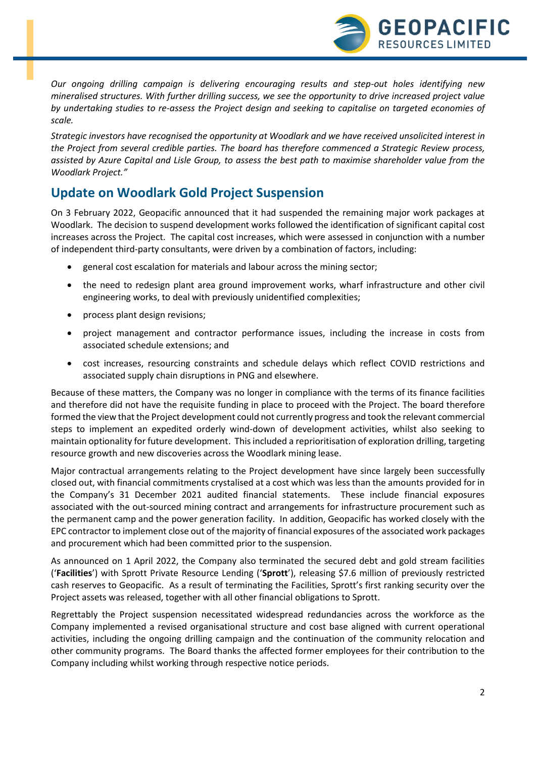*Our ongoing drilling campaign is delivering encouraging results and step-out holes identifying new mineralised structures. With further drilling success, we see the opportunity to drive increased project value by undertaking studies to re-assess the Project design and seeking to capitalise on targeted economies of scale.*

*Strategic investors have recognised the opportunity at Woodlark and we have received unsolicited interest in the Project from several credible parties. The board has therefore commenced a Strategic Review process, assisted by Azure Capital and Lisle Group, to assess the best path to maximise shareholder value from the Woodlark Project."*

## Update on Woodlark Gold Project Suspension

On 3 February 2022, Geopacific announced that it had suspended the remaining major work packages at Woodlark. The decision to suspend development works followed the identification of significant capital cost increases across the Project. The capital cost increases, which were assessed in conjunction with a number of independent third-party consultants, were driven by a combination of factors, including:

- general cost escalation for materials and labour across the mining sector;
- the need to redesign plant area ground improvement works, wharf infrastructure and other civil engineering works, to deal with previously unidentified complexities;
- process plant design revisions;
- project management and contractor performance issues, including the increase in costs from associated schedule extensions; and
- cost increases, resourcing constraints and schedule delays which reflect COVID restrictions and associated supply chain disruptions in PNG and elsewhere.

Because of these matters, the Company was no longer in compliance with the terms of its finance facilities and therefore did not have the requisite funding in place to proceed with the Project. The board therefore formed the view that the Project development could not currently progress and took the relevant commercial steps to implement an expedited orderly wind-down of development activities, whilst also seeking to maintain optionality for future development. This included a reprioritisation of exploration drilling, targeting resource growth and new discoveries across the Woodlark mining lease.

Major contractual arrangements relating to the Project development have since largely been successfully closed out, with financial commitments crystalised at a cost which was less than the amounts provided for in the Company's 31 December 2021 audited financial statements. These include financial exposures associated with the out-sourced mining contract and arrangements for infrastructure procurement such as the permanent camp and the power generation facility. In addition, Geopacific has worked closely with the EPC contractor to implement close out of the majority of financial exposures of the associated work packages and procurement which had been committed prior to the suspension.

As announced on 1 April 2022, the Company also terminated the secured debt and gold stream facilities ('**Facilities**') with Sprott Private Resource Lending ('**Sprott**'), releasing $7.6 million of previously restricted cash reserves to Geopacific. As a result of terminating the Facilities, Sprott's first ranking security over the Project assets was released, together with all other financial obligations to Sprott.

Regrettably the Project suspension necessitated widespread redundancies across the workforce as the Company implemented a revised organisational structure and cost base aligned with current operational activities, including the ongoing drilling campaign and the continuation of the community relocation and other community programs. The Board thanks the affected former employees for their contribution to the Company including whilst working through respective notice periods.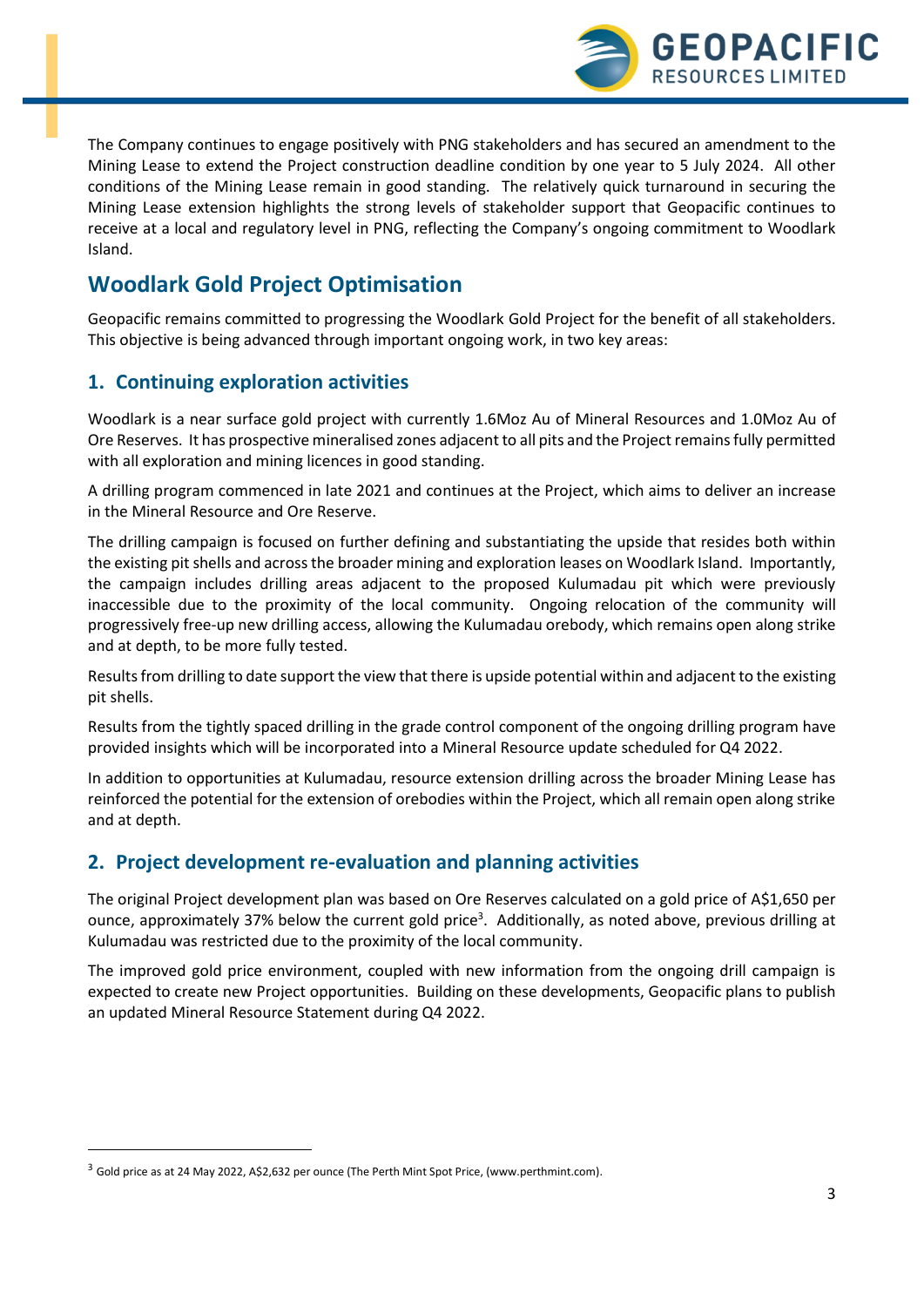The Company continues to engage positively with PNG stakeholders and has secured an amendment to the Mining Lease to extend the Project construction deadline condition by one year to 5 July 2024. All other conditions of the Mining Lease remain in good standing. The relatively quick turnaround in securing the Mining Lease extension highlights the strong levels of stakeholder support that Geopacific continues to receive at a local and regulatory level in PNG, reflecting the Company's ongoing commitment to Woodlark Island.

## Woodlark Gold Project Optimisation

Geopacific remains committed to progressing the Woodlark Gold Project for the benefit of all stakeholders. This objective is being advanced through important ongoing work, in two key areas:

### 1. Continuing exploration activities

Woodlark is a near surface gold project with currently 1.6Moz Au of Mineral Resources and 1.0Moz Au of Ore Reserves. It has prospective mineralised zones adjacent to all pits and the Project remains fully permitted with all exploration and mining licences in good standing.

A drilling program commenced in late 2021 and continues at the Project, which aims to deliver an increase in the Mineral Resource and Ore Reserve.

The drilling campaign is focused on further defining and substantiating the upside that resides both within the existing pit shells and across the broader mining and exploration leases on Woodlark Island. Importantly, the campaign includes drilling areas adjacent to the proposed Kulumadau pit which were previously inaccessible due to the proximity of the local community. Ongoing relocation of the community will progressively free-up new drilling access, allowing the Kulumadau orebody, which remains open along strike and at depth, to be more fully tested.

Results from drilling to date support the view that there is upside potential within and adjacent to the existing pit shells.

Results from the tightly spaced drilling in the grade control component of the ongoing drilling program have provided insights which will be incorporated into a Mineral Resource update scheduled for Q4 2022.

In addition to opportunities at Kulumadau, resource extension drilling across the broader Mining Lease has reinforced the potential for the extension of orebodies within the Project, which all remain open along strike and at depth.

### 2. Project development re-evaluation and planning activities

The original Project development plan was based on Ore Reserves calculated on a gold price of A$1,650 per ounce, approximately 37% below the current gold price[3]. Additionally, as noted above, previous drilling at Kulumadau was restricted due to the proximity of the local community.

The improved gold price environment, coupled with new information from the ongoing drill campaign is expected to create new Project opportunities. Building on these developments, Geopacific plans to publish an updated Mineral Resource Statement during Q4 2022.

---

[3] Gold price as at 24 May 2022, A$2,632 per ounce (The Perth Mint Spot Price, (www.perthmint.com).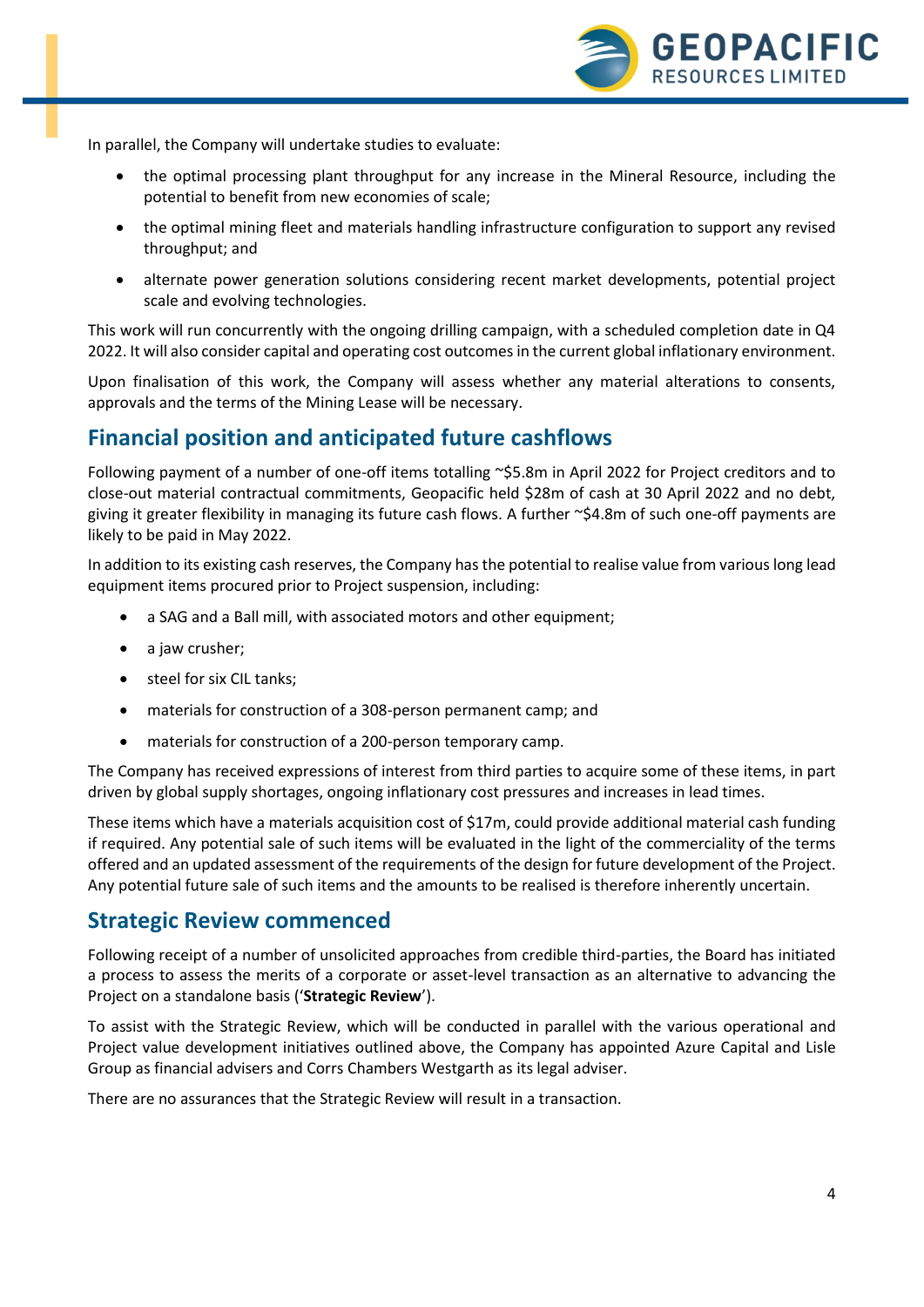In parallel, the Company will undertake studies to evaluate:

- the optimal processing plant throughput for any increase in the Mineral Resource, including the potential to benefit from new economies of scale;
- the optimal mining fleet and materials handling infrastructure configuration to support any revised throughput; and
- alternate power generation solutions considering recent market developments, potential project scale and evolving technologies.

This work will run concurrently with the ongoing drilling campaign, with a scheduled completion date in Q4 2022. It will also consider capital and operating cost outcomes in the current global inflationary environment.

Upon finalisation of this work, the Company will assess whether any material alterations to consents, approvals and the terms of the Mining Lease will be necessary.

## Financial position and anticipated future cashflows

Following payment of a number of one-off items totalling ~$5.8m in April 2022 for Project creditors and to close-out material contractual commitments, Geopacific held $28m of cash at 30 April 2022 and no debt, giving it greater flexibility in managing its future cash flows. A further ~$4.8m of such one-off payments are likely to be paid in May 2022.

In addition to its existing cash reserves, the Company has the potential to realise value from various long lead equipment items procured prior to Project suspension, including:

- a SAG and a Ball mill, with associated motors and other equipment;
- a jaw crusher;
- steel for six CIL tanks;
- materials for construction of a 308-person permanent camp; and
- materials for construction of a 200-person temporary camp.

The Company has received expressions of interest from third parties to acquire some of these items, in part driven by global supply shortages, ongoing inflationary cost pressures and increases in lead times.

These items which have a materials acquisition cost of $17m, could provide additional material cash funding if required. Any potential sale of such items will be evaluated in the light of the commerciality of the terms offered and an updated assessment of the requirements of the design for future development of the Project. Any potential future sale of such items and the amounts to be realised is therefore inherently uncertain.

## Strategic Review commenced

Following receipt of a number of unsolicited approaches from credible third-parties, the Board has initiated a process to assess the merits of a corporate or asset-level transaction as an alternative to advancing the Project on a standalone basis ('**Strategic Review**').

To assist with the Strategic Review, which will be conducted in parallel with the various operational and Project value development initiatives outlined above, the Company has appointed Azure Capital and Lisle Group as financial advisers and Corrs Chambers Westgarth as its legal adviser.

There are no assurances that the Strategic Review will result in a transaction.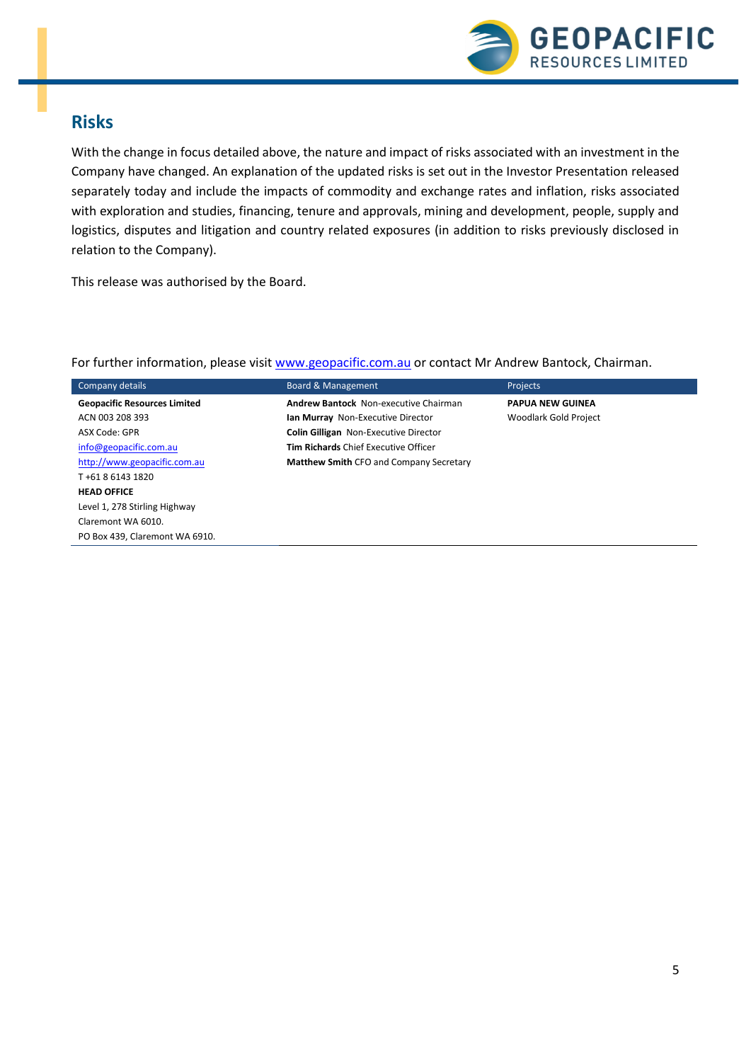## Risks

With the change in focus detailed above, the nature and impact of risks associated with an investment in the Company have changed. An explanation of the updated risks is set out in the Investor Presentation released separately today and include the impacts of commodity and exchange rates and inflation, risks associated with exploration and studies, financing, tenure and approvals, mining and development, people, supply and logistics, disputes and litigation and country related exposures (in addition to risks previously disclosed in relation to the Company).

This release was authorised by the Board.

For further information, please visit www.geopacific.com.au or contact Mr Andrew Bantock, Chairman.

| Company details | Board & Management | Projects |
|---|---|---|
| **Geopacific Resources Limited** | **Andrew Bantock** Non-executive Chairman | **PAPUA NEW GUINEA** |
| ACN 003 208 393 | **Ian Murray** Non-Executive Director | Woodlark Gold Project |
| ASX Code: GPR | **Colin Gilligan** Non-Executive Director | |
| info@geopacific.com.au | **Tim Richards** Chief Executive Officer | |
| http://www.geopacific.com.au | **Matthew Smith** CFO and Company Secretary | |
| T +61 8 6143 1820 | | |
| **HEAD OFFICE** | | |
| Level 1, 278 Stirling Highway | | |
| Claremont WA 6010. | | |
| PO Box 439, Claremont WA 6910. | | |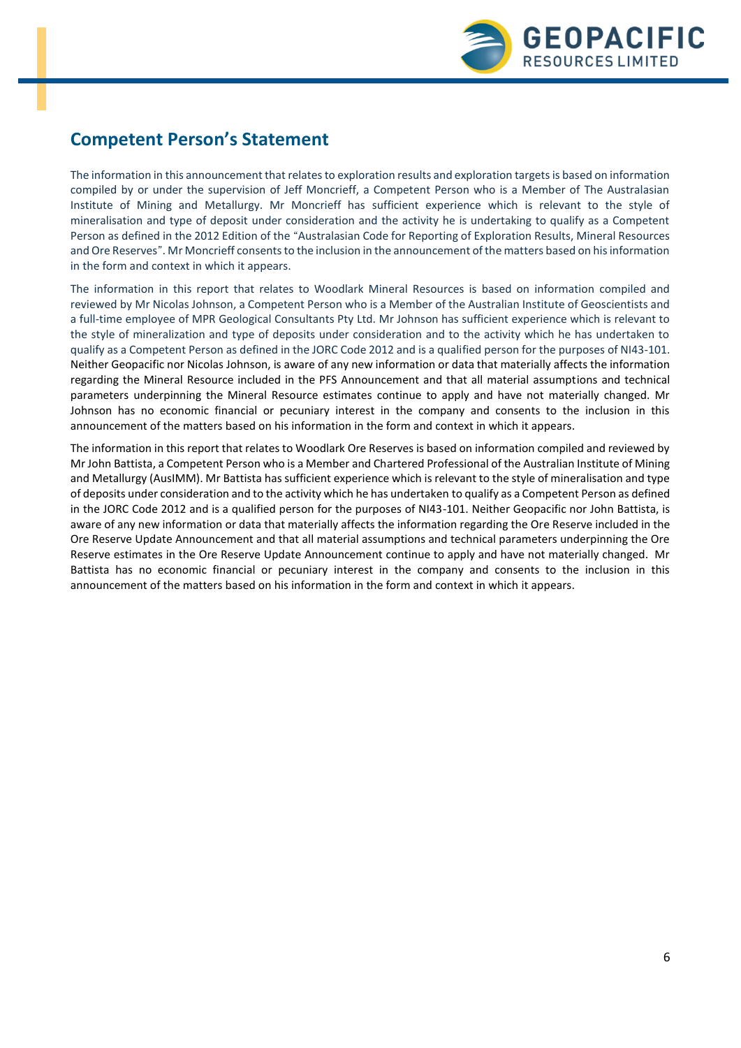## Competent Person's Statement

The information in this announcement that relates to exploration results and exploration targets is based on information compiled by or under the supervision of Jeff Moncrieff, a Competent Person who is a Member of The Australasian Institute of Mining and Metallurgy. Mr Moncrieff has sufficient experience which is relevant to the style of mineralisation and type of deposit under consideration and the activity he is undertaking to qualify as a Competent Person as defined in the 2012 Edition of the "Australasian Code for Reporting of Exploration Results, Mineral Resources and Ore Reserves". Mr Moncrieff consents to the inclusion in the announcement of the matters based on his information in the form and context in which it appears.

The information in this report that relates to Woodlark Mineral Resources is based on information compiled and reviewed by Mr Nicolas Johnson, a Competent Person who is a Member of the Australian Institute of Geoscientists and a full-time employee of MPR Geological Consultants Pty Ltd. Mr Johnson has sufficient experience which is relevant to the style of mineralization and type of deposits under consideration and to the activity which he has undertaken to qualify as a Competent Person as defined in the JORC Code 2012 and is a qualified person for the purposes of NI43-101. Neither Geopacific nor Nicolas Johnson, is aware of any new information or data that materially affects the information regarding the Mineral Resource included in the PFS Announcement and that all material assumptions and technical parameters underpinning the Mineral Resource estimates continue to apply and have not materially changed. Mr Johnson has no economic financial or pecuniary interest in the company and consents to the inclusion in this announcement of the matters based on his information in the form and context in which it appears.

The information in this report that relates to Woodlark Ore Reserves is based on information compiled and reviewed by Mr John Battista, a Competent Person who is a Member and Chartered Professional of the Australian Institute of Mining and Metallurgy (AusIMM). Mr Battista has sufficient experience which is relevant to the style of mineralisation and type of deposits under consideration and to the activity which he has undertaken to qualify as a Competent Person as defined in the JORC Code 2012 and is a qualified person for the purposes of NI43-101. Neither Geopacific nor John Battista, is aware of any new information or data that materially affects the information regarding the Ore Reserve included in the Ore Reserve Update Announcement and that all material assumptions and technical parameters underpinning the Ore Reserve estimates in the Ore Reserve Update Announcement continue to apply and have not materially changed. Mr Battista has no economic financial or pecuniary interest in the company and consents to the inclusion in this announcement of the matters based on his information in the form and context in which it appears.